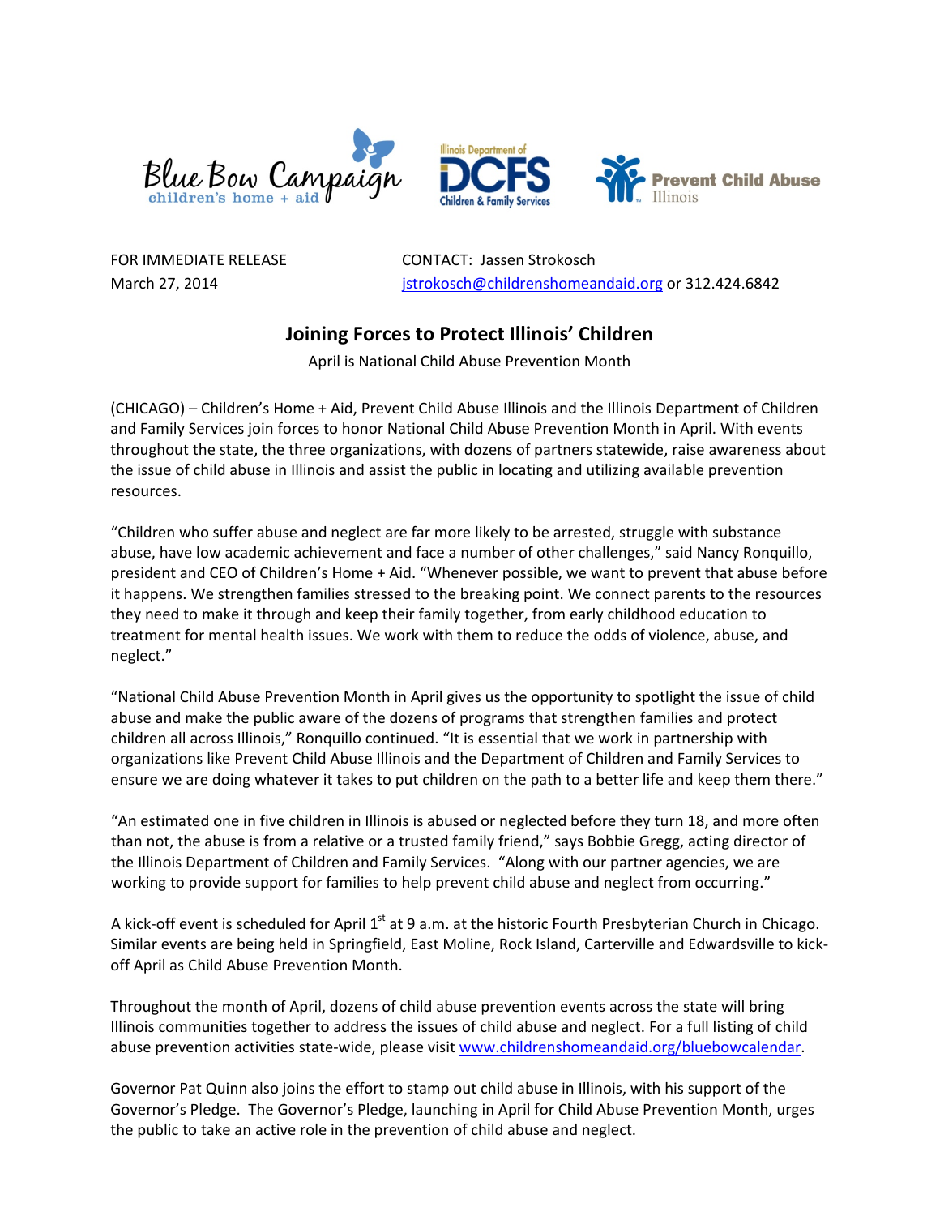Blue Bow Campaign children's home + aid | Illinois Department of DCFS Children & Family Services | Prevent Child Abuse Illinois

FOR IMMEDIATE RELEASE
March 27, 2014

CONTACT: Jassen Strokosch
jstrokosch@childrenshomeandaid.org or 312.424.6842

## Joining Forces to Protect Illinois' Children

April is National Child Abuse Prevention Month

(CHICAGO) – Children's Home + Aid, Prevent Child Abuse Illinois and the Illinois Department of Children and Family Services join forces to honor National Child Abuse Prevention Month in April. With events throughout the state, the three organizations, with dozens of partners statewide, raise awareness about the issue of child abuse in Illinois and assist the public in locating and utilizing available prevention resources.

"Children who suffer abuse and neglect are far more likely to be arrested, struggle with substance abuse, have low academic achievement and face a number of other challenges," said Nancy Ronquillo, president and CEO of Children's Home + Aid. "Whenever possible, we want to prevent that abuse before it happens. We strengthen families stressed to the breaking point. We connect parents to the resources they need to make it through and keep their family together, from early childhood education to treatment for mental health issues. We work with them to reduce the odds of violence, abuse, and neglect."

"National Child Abuse Prevention Month in April gives us the opportunity to spotlight the issue of child abuse and make the public aware of the dozens of programs that strengthen families and protect children all across Illinois," Ronquillo continued. "It is essential that we work in partnership with organizations like Prevent Child Abuse Illinois and the Department of Children and Family Services to ensure we are doing whatever it takes to put children on the path to a better life and keep them there."

"An estimated one in five children in Illinois is abused or neglected before they turn 18, and more often than not, the abuse is from a relative or a trusted family friend," says Bobbie Gregg, acting director of the Illinois Department of Children and Family Services. "Along with our partner agencies, we are working to provide support for families to help prevent child abuse and neglect from occurring."

A kick-off event is scheduled for April 1st at 9 a.m. at the historic Fourth Presbyterian Church in Chicago. Similar events are being held in Springfield, East Moline, Rock Island, Carterville and Edwardsville to kick-off April as Child Abuse Prevention Month.

Throughout the month of April, dozens of child abuse prevention events across the state will bring Illinois communities together to address the issues of child abuse and neglect. For a full listing of child abuse prevention activities state-wide, please visit www.childrenshomeandaid.org/bluebowcalendar.

Governor Pat Quinn also joins the effort to stamp out child abuse in Illinois, with his support of the Governor's Pledge. The Governor's Pledge, launching in April for Child Abuse Prevention Month, urges the public to take an active role in the prevention of child abuse and neglect.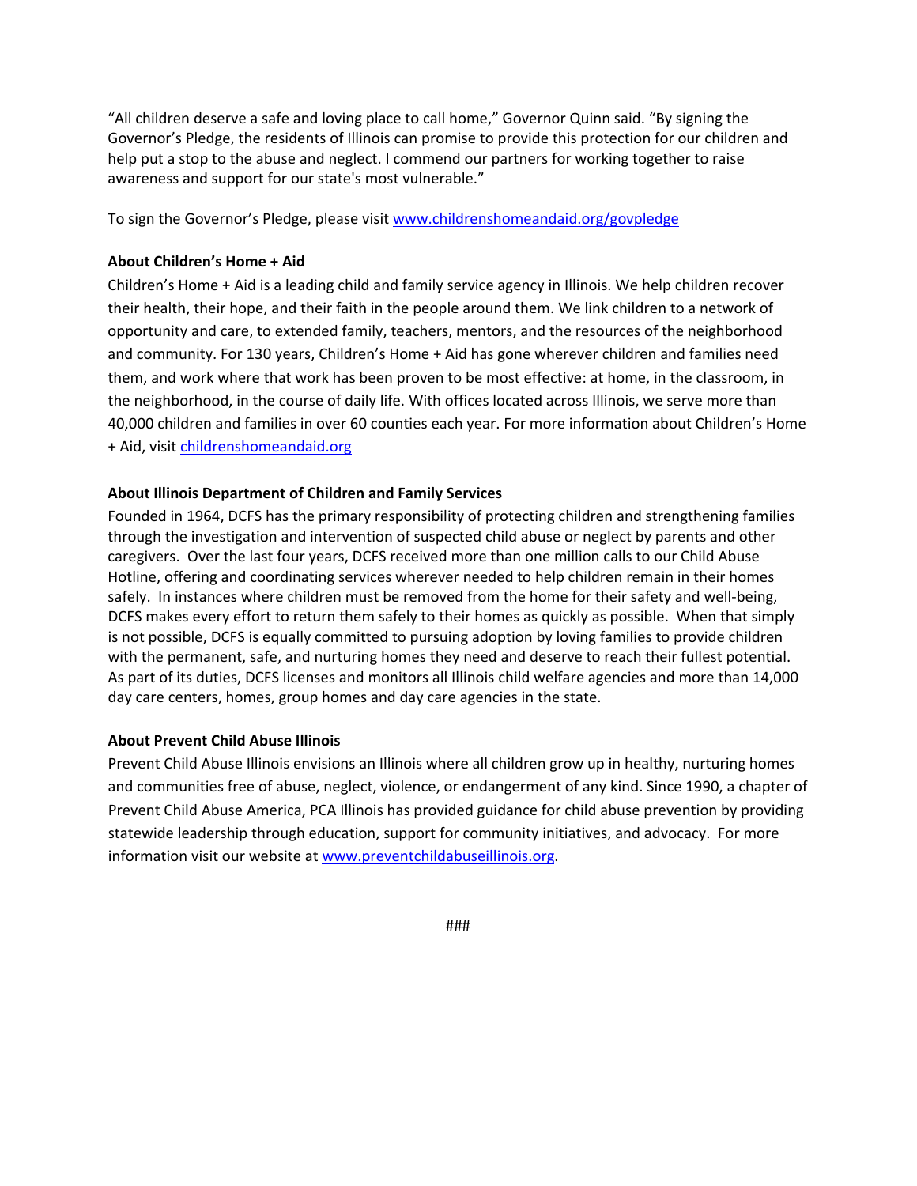"All children deserve a safe and loving place to call home," Governor Quinn said. "By signing the Governor's Pledge, the residents of Illinois can promise to provide this protection for our children and help put a stop to the abuse and neglect. I commend our partners for working together to raise awareness and support for our state's most vulnerable."

To sign the Governor's Pledge, please visit [www.childrenshomeandaid.org/govpledge](www.childrenshomeandaid.org/govpledge)

**About Children's Home + Aid**

Children's Home + Aid is a leading child and family service agency in Illinois. We help children recover their health, their hope, and their faith in the people around them. We link children to a network of opportunity and care, to extended family, teachers, mentors, and the resources of the neighborhood and community. For 130 years, Children's Home + Aid has gone wherever children and families need them, and work where that work has been proven to be most effective: at home, in the classroom, in the neighborhood, in the course of daily life. With offices located across Illinois, we serve more than 40,000 children and families in over 60 counties each year. For more information about Children's Home + Aid, visit [childrenshomeandaid.org](childrenshomeandaid.org)

**About Illinois Department of Children and Family Services**

Founded in 1964, DCFS has the primary responsibility of protecting children and strengthening families through the investigation and intervention of suspected child abuse or neglect by parents and other caregivers. Over the last four years, DCFS received more than one million calls to our Child Abuse Hotline, offering and coordinating services wherever needed to help children remain in their homes safely. In instances where children must be removed from the home for their safety and well-being, DCFS makes every effort to return them safely to their homes as quickly as possible. When that simply is not possible, DCFS is equally committed to pursuing adoption by loving families to provide children with the permanent, safe, and nurturing homes they need and deserve to reach their fullest potential. As part of its duties, DCFS licenses and monitors all Illinois child welfare agencies and more than 14,000 day care centers, homes, group homes and day care agencies in the state.

**About Prevent Child Abuse Illinois**

Prevent Child Abuse Illinois envisions an Illinois where all children grow up in healthy, nurturing homes and communities free of abuse, neglect, violence, or endangerment of any kind. Since 1990, a chapter of Prevent Child Abuse America, PCA Illinois has provided guidance for child abuse prevention by providing statewide leadership through education, support for community initiatives, and advocacy. For more information visit our website at [www.preventchildabuseillinois.org](www.preventchildabuseillinois.org).

###